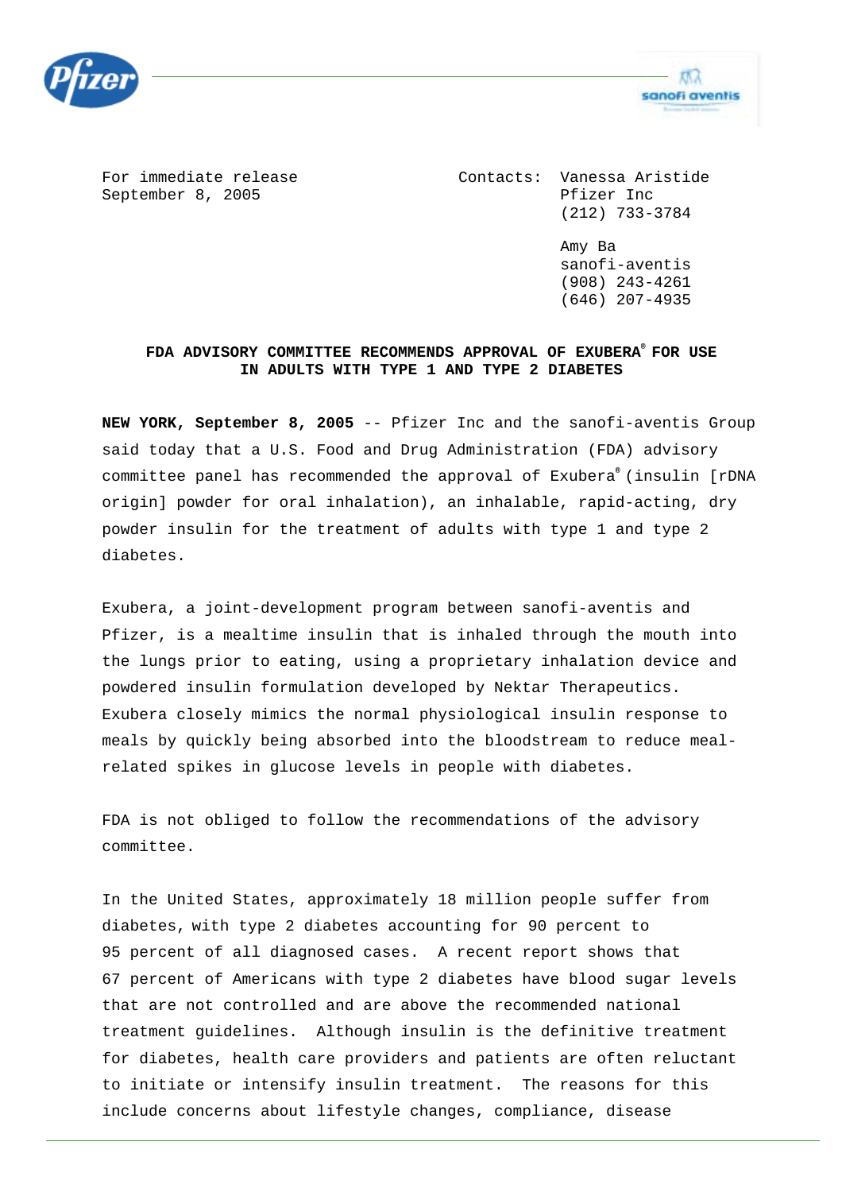For immediate release
September 8, 2005

Contacts: Vanessa Aristide
Pfizer Inc
(212) 733-3784

Amy Ba
sanofi-aventis
(908) 243-4261
(646) 207-4935

## FDA ADVISORY COMMITTEE RECOMMENDS APPROVAL OF EXUBERA® FOR USE IN ADULTS WITH TYPE 1 AND TYPE 2 DIABETES

**NEW YORK, September 8, 2005** -- Pfizer Inc and the sanofi-aventis Group said today that a U.S. Food and Drug Administration (FDA) advisory committee panel has recommended the approval of Exubera® (insulin [rDNA origin] powder for oral inhalation), an inhalable, rapid-acting, dry powder insulin for the treatment of adults with type 1 and type 2 diabetes.

Exubera, a joint-development program between sanofi-aventis and Pfizer, is a mealtime insulin that is inhaled through the mouth into the lungs prior to eating, using a proprietary inhalation device and powdered insulin formulation developed by Nektar Therapeutics. Exubera closely mimics the normal physiological insulin response to meals by quickly being absorbed into the bloodstream to reduce meal-related spikes in glucose levels in people with diabetes.

FDA is not obliged to follow the recommendations of the advisory committee.

In the United States, approximately 18 million people suffer from diabetes, with type 2 diabetes accounting for 90 percent to 95 percent of all diagnosed cases. A recent report shows that 67 percent of Americans with type 2 diabetes have blood sugar levels that are not controlled and are above the recommended national treatment guidelines. Although insulin is the definitive treatment for diabetes, health care providers and patients are often reluctant to initiate or intensify insulin treatment. The reasons for this include concerns about lifestyle changes, compliance, disease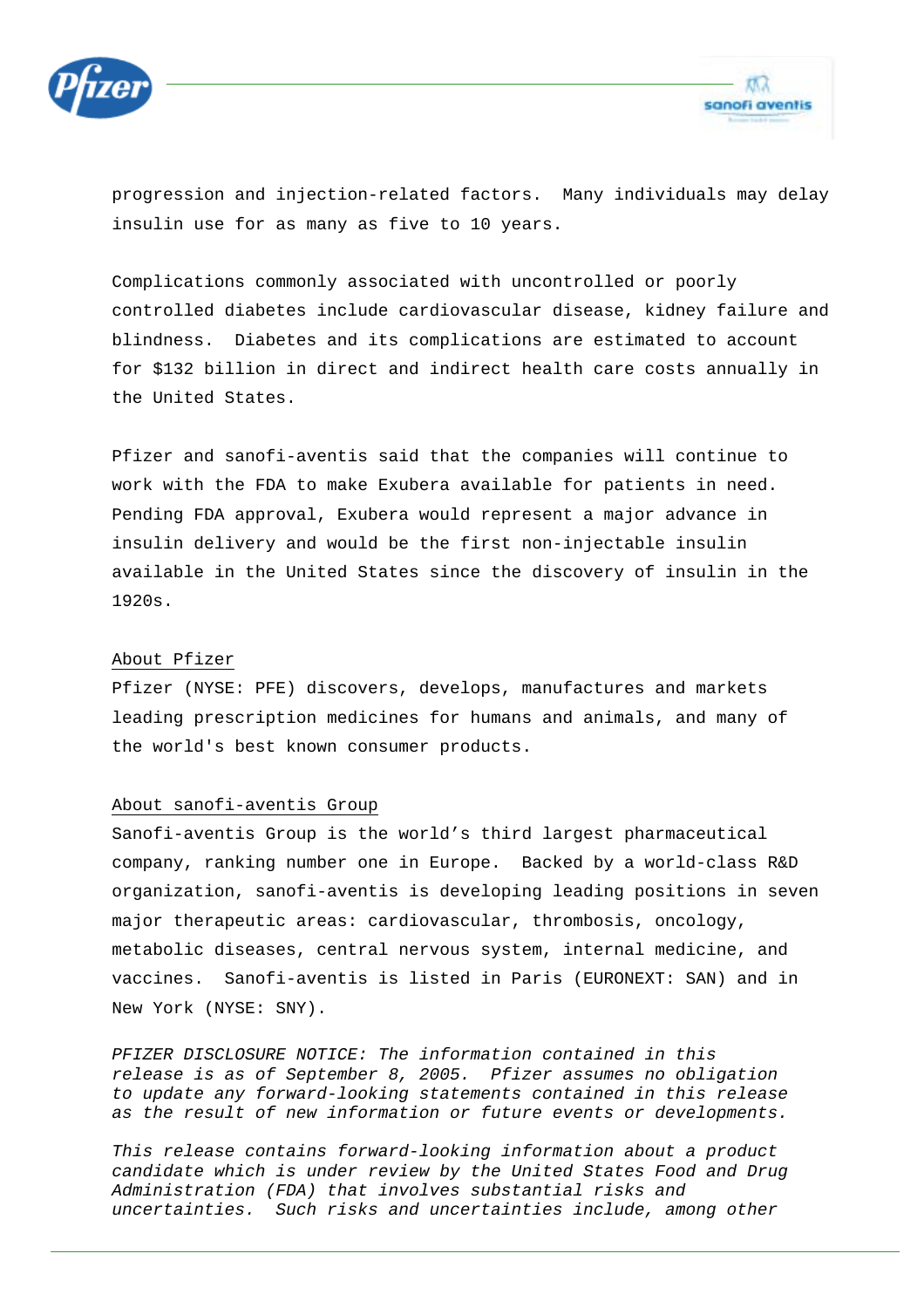progression and injection-related factors. Many individuals may delay insulin use for as many as five to 10 years.

Complications commonly associated with uncontrolled or poorly controlled diabetes include cardiovascular disease, kidney failure and blindness. Diabetes and its complications are estimated to account for $132 billion in direct and indirect health care costs annually in the United States.

Pfizer and sanofi-aventis said that the companies will continue to work with the FDA to make Exubera available for patients in need. Pending FDA approval, Exubera would represent a major advance in insulin delivery and would be the first non-injectable insulin available in the United States since the discovery of insulin in the 1920s.

<u>About Pfizer</u>

Pfizer (NYSE: PFE) discovers, develops, manufactures and markets leading prescription medicines for humans and animals, and many of the world's best known consumer products.

<u>About sanofi-aventis Group</u>

Sanofi-aventis Group is the world's third largest pharmaceutical company, ranking number one in Europe. Backed by a world-class R&D organization, sanofi-aventis is developing leading positions in seven major therapeutic areas: cardiovascular, thrombosis, oncology, metabolic diseases, central nervous system, internal medicine, and vaccines. Sanofi-aventis is listed in Paris (EURONEXT: SAN) and in New York (NYSE: SNY).

*PFIZER DISCLOSURE NOTICE: The information contained in this release is as of September 8, 2005. Pfizer assumes no obligation to update any forward-looking statements contained in this release as the result of new information or future events or developments.*

*This release contains forward-looking information about a product candidate which is under review by the United States Food and Drug Administration (FDA) that involves substantial risks and uncertainties. Such risks and uncertainties include, among other*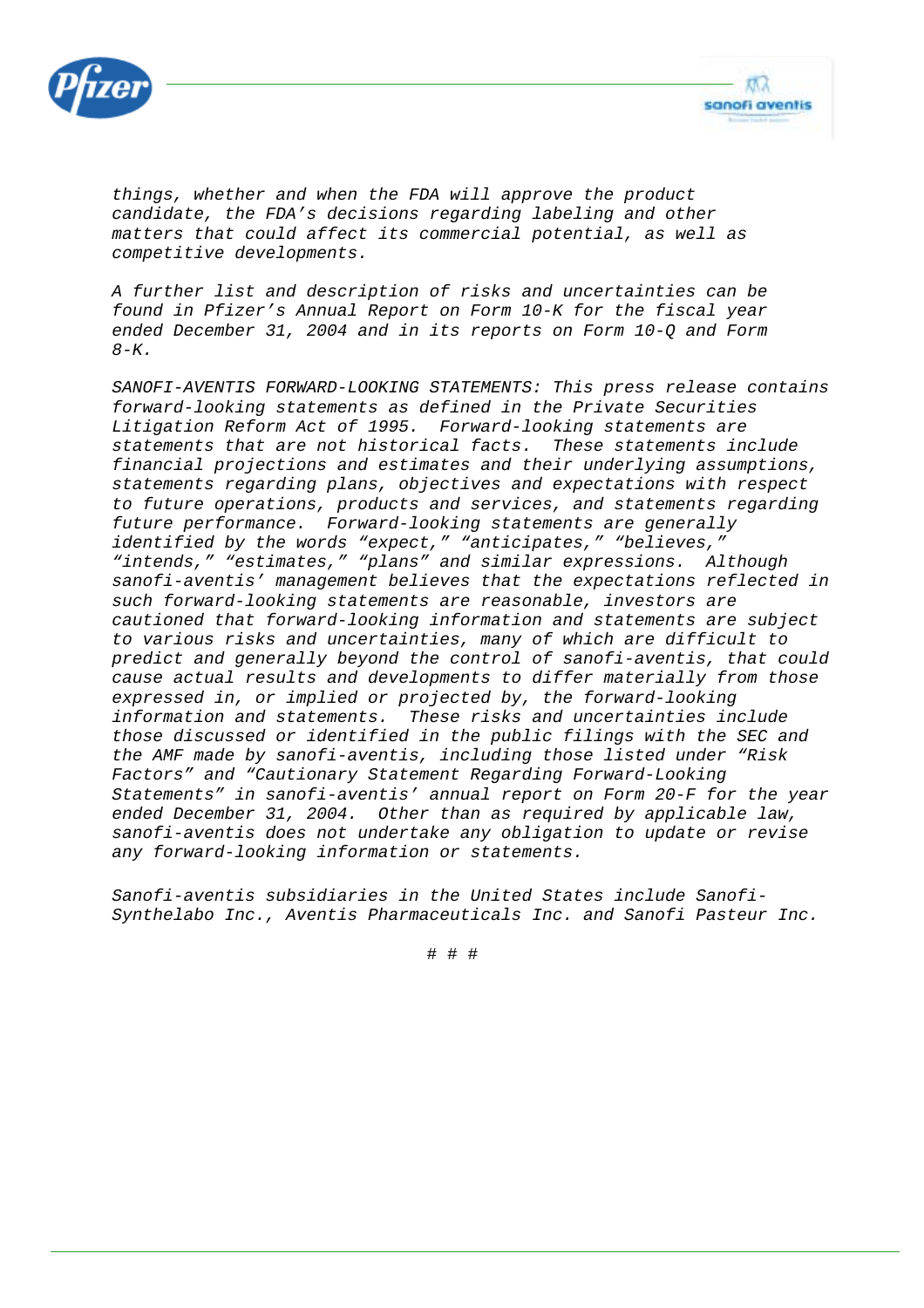*things, whether and when the FDA will approve the product candidate, the FDA's decisions regarding labeling and other matters that could affect its commercial potential, as well as competitive developments.*

*A further list and description of risks and uncertainties can be found in Pfizer's Annual Report on Form 10-K for the fiscal year ended December 31, 2004 and in its reports on Form 10-Q and Form 8-K.*

*SANOFI-AVENTIS FORWARD-LOOKING STATEMENTS: This press release contains forward-looking statements as defined in the Private Securities Litigation Reform Act of 1995. Forward-looking statements are statements that are not historical facts. These statements include financial projections and estimates and their underlying assumptions, statements regarding plans, objectives and expectations with respect to future operations, products and services, and statements regarding future performance. Forward-looking statements are generally identified by the words "expect," "anticipates," "believes," "intends," "estimates," "plans" and similar expressions. Although sanofi-aventis' management believes that the expectations reflected in such forward-looking statements are reasonable, investors are cautioned that forward-looking information and statements are subject to various risks and uncertainties, many of which are difficult to predict and generally beyond the control of sanofi-aventis, that could cause actual results and developments to differ materially from those expressed in, or implied or projected by, the forward-looking information and statements. These risks and uncertainties include those discussed or identified in the public filings with the SEC and the AMF made by sanofi-aventis, including those listed under "Risk Factors" and "Cautionary Statement Regarding Forward-Looking Statements" in sanofi-aventis' annual report on Form 20-F for the year ended December 31, 2004. Other than as required by applicable law, sanofi-aventis does not undertake any obligation to update or revise any forward-looking information or statements.*

*Sanofi-aventis subsidiaries in the United States include Sanofi-Synthelabo Inc., Aventis Pharmaceuticals Inc. and Sanofi Pasteur Inc.*

# # #